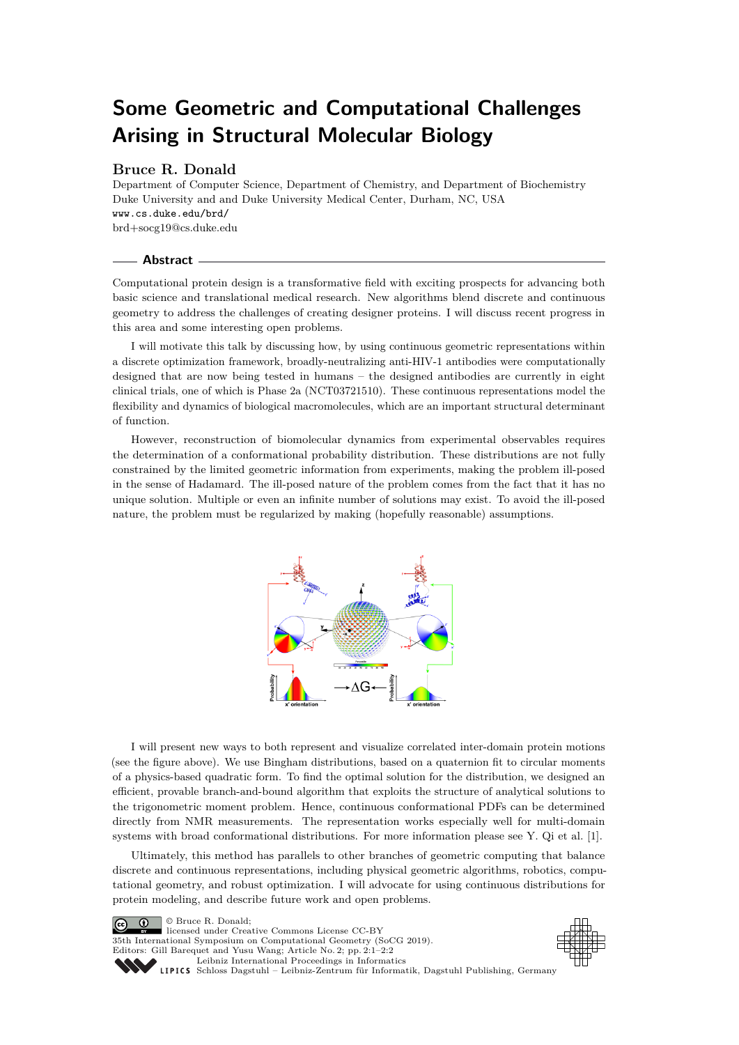# Some Geometric and Computational Challenges Arising in Structural Molecular Biology

**Bruce R. Donald**

Department of Computer Science, Department of Chemistry, and Department of Biochemistry
Duke University and and Duke University Medical Center, Durham, NC, USA
www.cs.duke.edu/brd/
brd+socg19@cs.duke.edu

## Abstract

Computational protein design is a transformative field with exciting prospects for advancing both basic science and translational medical research. New algorithms blend discrete and continuous geometry to address the challenges of creating designer proteins. I will discuss recent progress in this area and some interesting open problems.

I will motivate this talk by discussing how, by using continuous geometric representations within a discrete optimization framework, broadly-neutralizing anti-HIV-1 antibodies were computationally designed that are now being tested in humans – the designed antibodies are currently in eight clinical trials, one of which is Phase 2a (NCT03721510). These continuous representations model the flexibility and dynamics of biological macromolecules, which are an important structural determinant of function.

However, reconstruction of biomolecular dynamics from experimental observables requires the determination of a conformational probability distribution. These distributions are not fully constrained by the limited geometric information from experiments, making the problem ill-posed in the sense of Hadamard. The ill-posed nature of the problem comes from the fact that it has no unique solution. Multiple or even an infinite number of solutions may exist. To avoid the ill-posed nature, the problem must be regularized by making (hopefully reasonable) assumptions.

I will present new ways to both represent and visualize correlated inter-domain protein motions (see the figure above). We use Bingham distributions, based on a quaternion fit to circular moments of a physics-based quadratic form. To find the optimal solution for the distribution, we designed an efficient, provable branch-and-bound algorithm that exploits the structure of analytical solutions to the trigonometric moment problem. Hence, continuous conformational PDFs can be determined directly from NMR measurements. The representation works especially well for multi-domain systems with broad conformational distributions. For more information please see Y. Qi et al. [1].

Ultimately, this method has parallels to other branches of geometric computing that balance discrete and continuous representations, including physical geometric algorithms, robotics, computational geometry, and robust optimization. I will advocate for using continuous distributions for protein modeling, and describe future work and open problems.

© Bruce R. Donald;
licensed under Creative Commons License CC-BY
35th International Symposium on Computational Geometry (SoCG 2019).
Editors: Gill Barequet and Yusu Wang; Article No. 2; pp. 2:1–2:2
Leibniz International Proceedings in Informatics
Schloss Dagstuhl – Leibniz-Zentrum für Informatik, Dagstuhl Publishing, Germany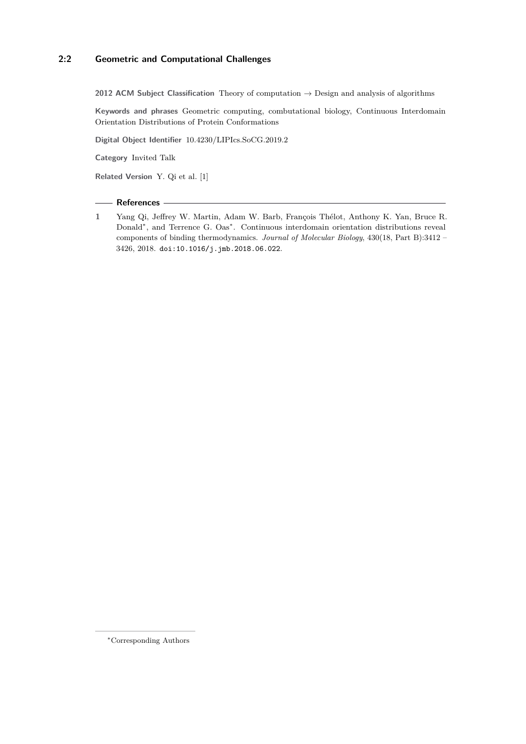**2012 ACM Subject Classification** Theory of computation → Design and analysis of algorithms

**Keywords and phrases** Geometric computing, combutational biology, Continuous Interdomain Orientation Distributions of Protein Conformations

**Digital Object Identifier** 10.4230/LIPIcs.SoCG.2019.2

**Category** Invited Talk

**Related Version** Y. Qi et al. [1]

## References

1 Yang Qi, Jeffrey W. Martin, Adam W. Barb, François Thélot, Anthony K. Yan, Bruce R. Donald*, and Terrence G. Oas*. Continuous interdomain orientation distributions reveal components of binding thermodynamics. *Journal of Molecular Biology*, 430(18, Part B):3412 – 3426, 2018. doi:10.1016/j.jmb.2018.06.022.

---

*Corresponding Authors